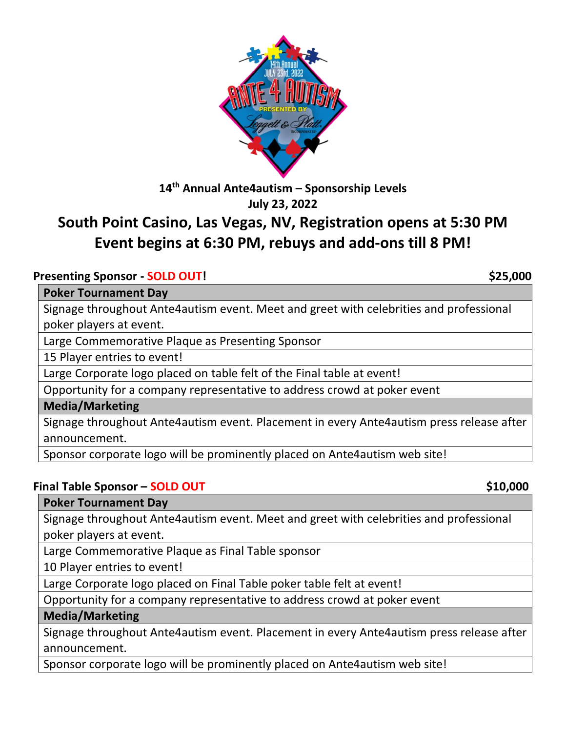## 14th Annual Ante4autism – Sponsorship Levels

**July 23, 2022**

# South Point Casino, Las Vegas, NV, Registration opens at 5:30 PM

# Event begins at 6:30 PM, rebuys and add-ons till 8 PM!

### Presenting Sponsor - SOLD OUT! — $25,000

| Poker Tournament Day |
|---|
| Signage throughout Ante4autism event. Meet and greet with celebrities and professional poker players at event. |
| Large Commemorative Plaque as Presenting Sponsor |
| 15 Player entries to event! |
| Large Corporate logo placed on table felt of the Final table at event! |
| Opportunity for a company representative to address crowd at poker event |
| **Media/Marketing** |
| Signage throughout Ante4autism event. Placement in every Ante4autism press release after announcement. |
| Sponsor corporate logo will be prominently placed on Ante4autism web site! |

### Final Table Sponsor – SOLD OUT — $10,000

| Poker Tournament Day |
|---|
| Signage throughout Ante4autism event. Meet and greet with celebrities and professional poker players at event. |
| Large Commemorative Plaque as Final Table sponsor |
| 10 Player entries to event! |
| Large Corporate logo placed on Final Table poker table felt at event! |
| Opportunity for a company representative to address crowd at poker event |
| **Media/Marketing** |
| Signage throughout Ante4autism event. Placement in every Ante4autism press release after announcement. |
| Sponsor corporate logo will be prominently placed on Ante4autism web site! |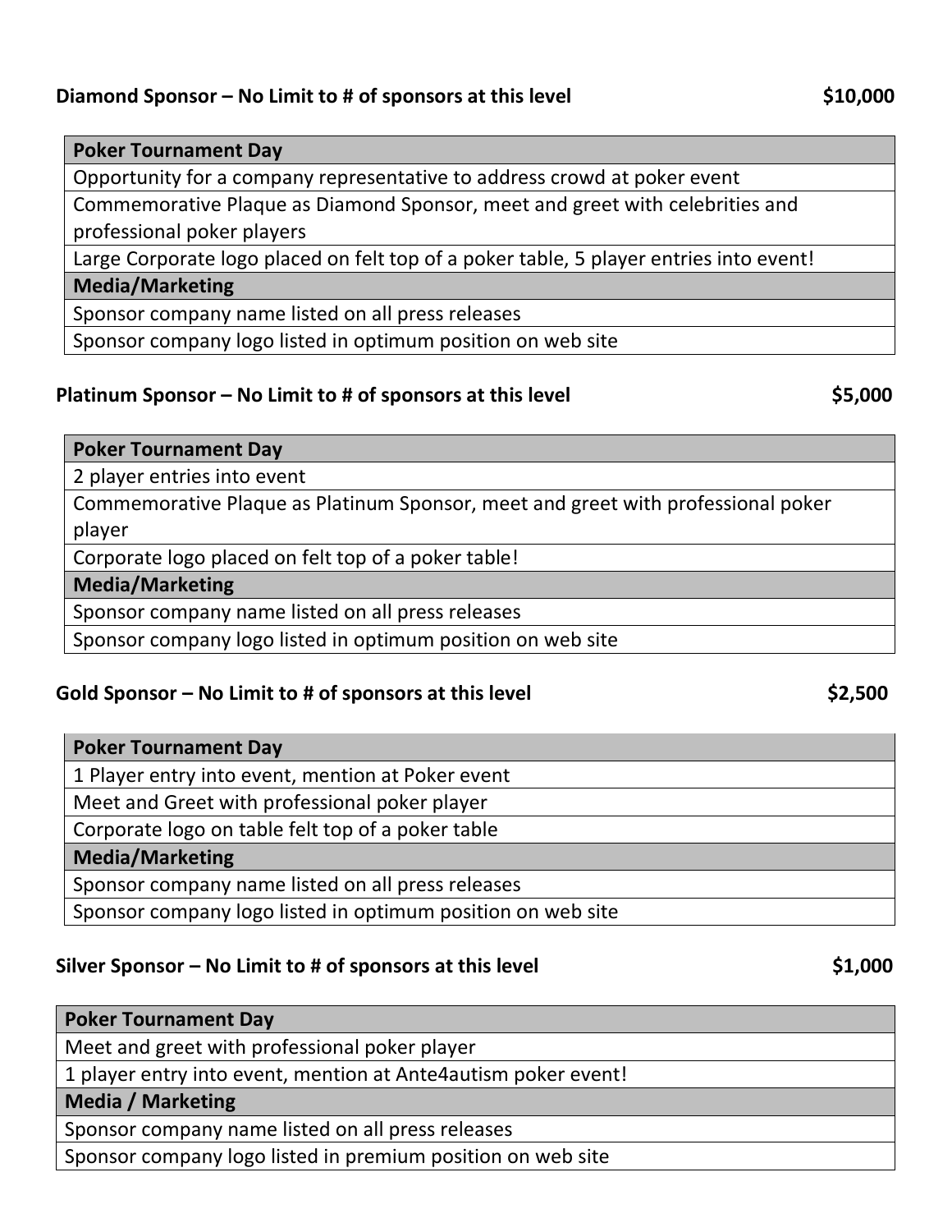**Diamond Sponsor – No Limit to # of sponsors at this level** **$10,000**

| Poker Tournament Day |
| --- |
| Opportunity for a company representative to address crowd at poker event |
| Commemorative Plaque as Diamond Sponsor, meet and greet with celebrities and professional poker players |
| Large Corporate logo placed on felt top of a poker table, 5 player entries into event! |
| **Media/Marketing** |
| Sponsor company name listed on all press releases |
| Sponsor company logo listed in optimum position on web site |

**Platinum Sponsor – No Limit to # of sponsors at this level** **$5,000**

| Poker Tournament Day |
| --- |
| 2 player entries into event |
| Commemorative Plaque as Platinum Sponsor, meet and greet with professional poker player |
| Corporate logo placed on felt top of a poker table! |
| **Media/Marketing** |
| Sponsor company name listed on all press releases |
| Sponsor company logo listed in optimum position on web site |

**Gold Sponsor – No Limit to # of sponsors at this level** **$2,500**

| Poker Tournament Day |
| --- |
| 1 Player entry into event, mention at Poker event |
| Meet and Greet with professional poker player |
| Corporate logo on table felt top of a poker table |
| **Media/Marketing** |
| Sponsor company name listed on all press releases |
| Sponsor company logo listed in optimum position on web site |

**Silver Sponsor – No Limit to # of sponsors at this level** **$1,000**

| Poker Tournament Day |
| --- |
| Meet and greet with professional poker player |
| 1 player entry into event, mention at Ante4autism poker event! |
| **Media / Marketing** |
| Sponsor company name listed on all press releases |
| Sponsor company logo listed in premium position on web site |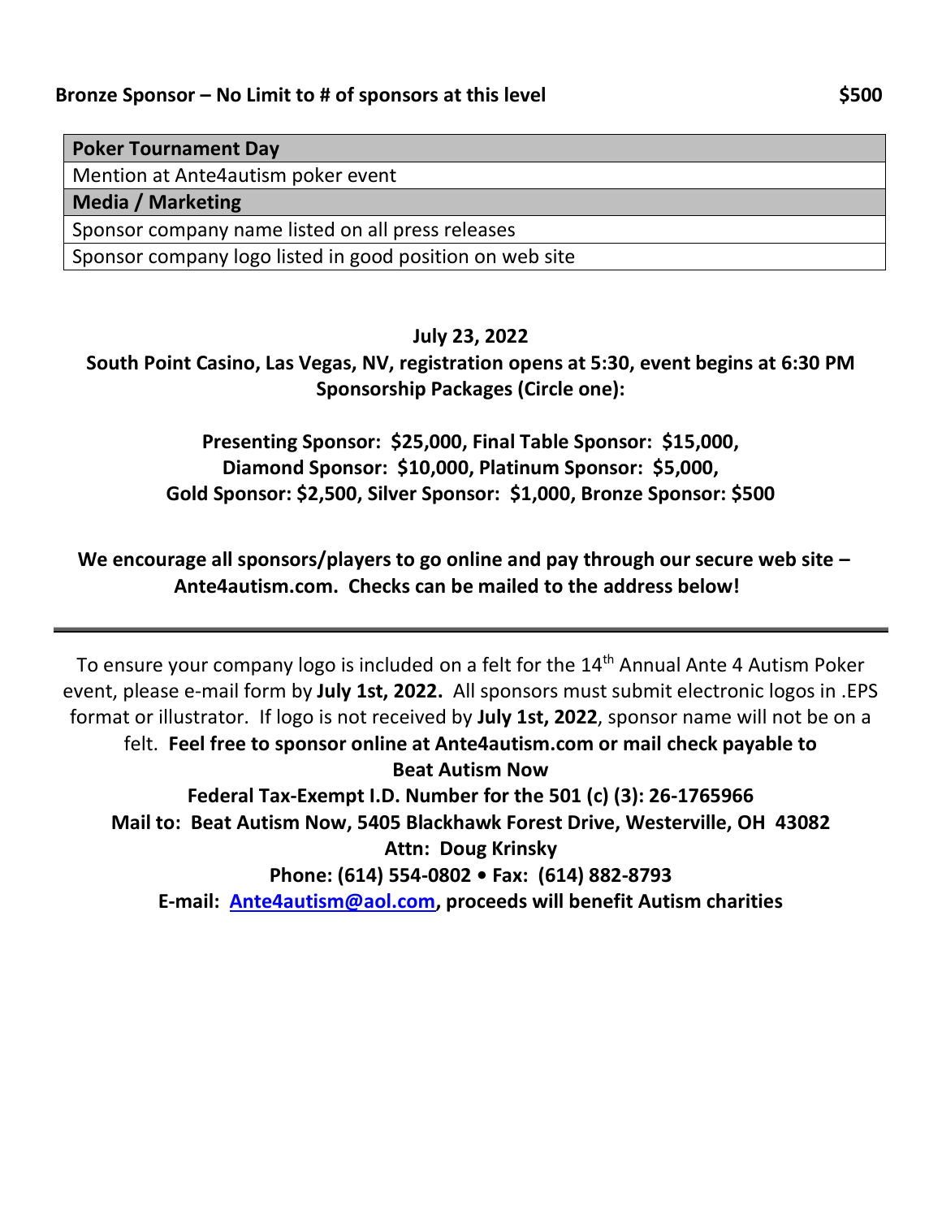**Bronze Sponsor – No Limit to # of sponsors at this level** **$500**

| |
|---|
| **Poker Tournament Day** |
| Mention at Ante4autism poker event |
| **Media / Marketing** |
| Sponsor company name listed on all press releases |
| Sponsor company logo listed in good position on web site |

**July 23, 2022**

**South Point Casino, Las Vegas, NV, registration opens at 5:30, event begins at 6:30 PM**

**Sponsorship Packages (Circle one):**

**Presenting Sponsor: $25,000, Final Table Sponsor: $15,000, Diamond Sponsor: $10,000, Platinum Sponsor: $5,000, Gold Sponsor: $2,500, Silver Sponsor: $1,000, Bronze Sponsor: $500**

**We encourage all sponsors/players to go online and pay through our secure web site – Ante4autism.com. Checks can be mailed to the address below!**

---

To ensure your company logo is included on a felt for the 14th Annual Ante 4 Autism Poker event, please e-mail form by **July 1st, 2022.** All sponsors must submit electronic logos in .EPS format or illustrator. If logo is not received by **July 1st, 2022**, sponsor name will not be on a felt. **Feel free to sponsor online at Ante4autism.com or mail check payable to Beat Autism Now**

**Federal Tax-Exempt I.D. Number for the 501 (c) (3): 26-1765966**

**Mail to: Beat Autism Now, 5405 Blackhawk Forest Drive, Westerville, OH 43082**

**Attn: Doug Krinsky**

**Phone: (614) 554-0802 • Fax: (614) 882-8793**

**E-mail: Ante4autism@aol.com, proceeds will benefit Autism charities**